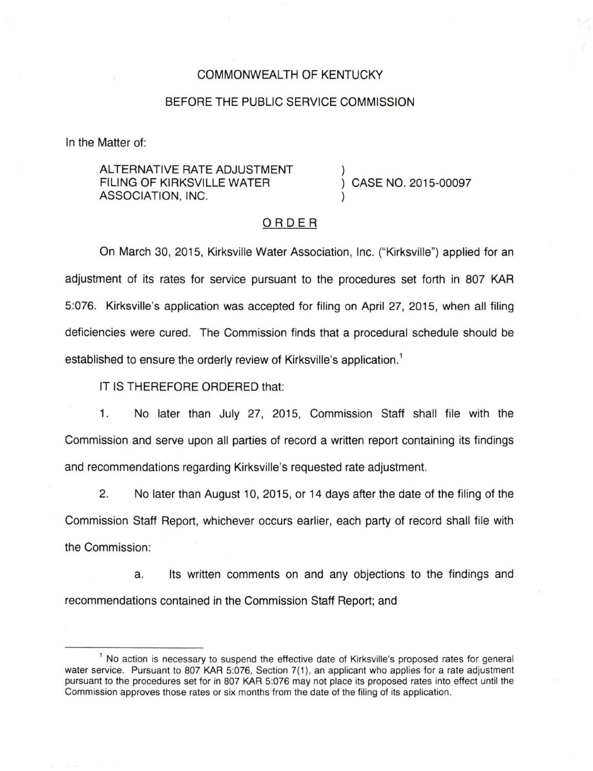COMMONWEALTH OF KENTUCKY

BEFORE THE PUBLIC SERVICE COMMISSION

In the Matter of:

ALTERNATIVE RATE ADJUSTMENT FILING OF KIRKSVILLE WATER ASSOCIATION, INC. ) CASE NO. 2015-00097

## ORDER

On March 30, 2015, Kirksville Water Association, Inc. ("Kirksville") applied for an adjustment of its rates for service pursuant to the procedures set forth in 807 KAR 5:076. Kirksville's application was accepted for filing on April 27, 2015, when all filing deficiencies were cured. The Commission finds that a procedural schedule should be established to ensure the orderly review of Kirksville's application.[1]

IT IS THEREFORE ORDERED that:

1. No later than July 27, 2015, Commission Staff shall file with the Commission and serve upon all parties of record a written report containing its findings and recommendations regarding Kirksville's requested rate adjustment.

2. No later than August 10, 2015, or 14 days after the date of the filing of the Commission Staff Report, whichever occurs earlier, each party of record shall file with the Commission:

   a. Its written comments on and any objections to the findings and recommendations contained in the Commission Staff Report; and

---

[1] No action is necessary to suspend the effective date of Kirksville's proposed rates for general water service. Pursuant to 807 KAR 5:076, Section 7(1), an applicant who applies for a rate adjustment pursuant to the procedures set for in 807 KAR 5:076 may not place its proposed rates into effect until the Commission approves those rates or six months from the date of the filing of its application.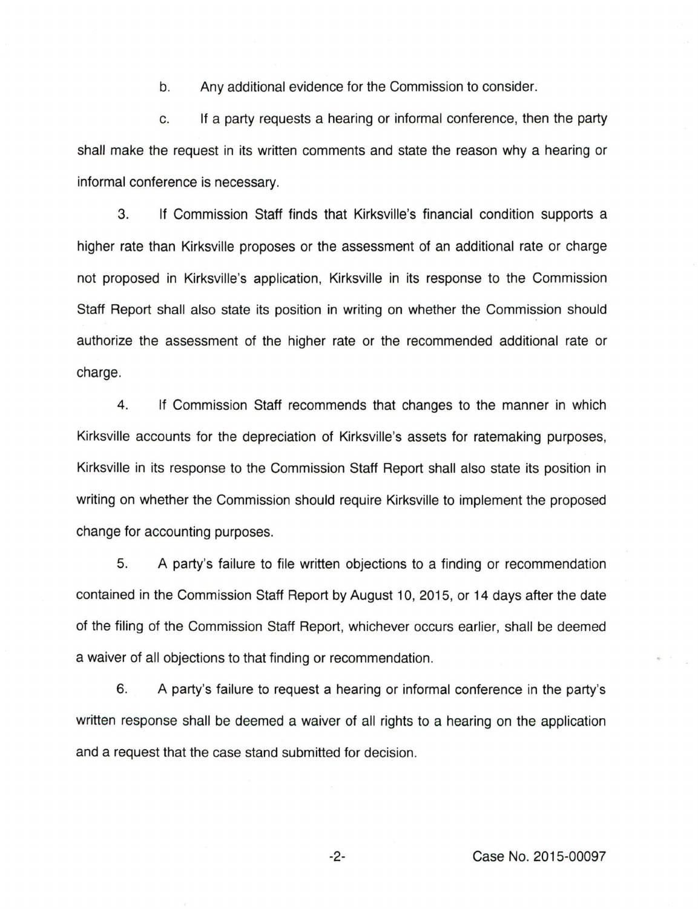b. Any additional evidence for the Commission to consider.

c. If a party requests a hearing or informal conference, then the party shall make the request in its written comments and state the reason why a hearing or informal conference is necessary.

3. If Commission Staff finds that Kirksville's financial condition supports a higher rate than Kirksville proposes or the assessment of an additional rate or charge not proposed in Kirksville's application, Kirksville in its response to the Commission Staff Report shall also state its position in writing on whether the Commission should authorize the assessment of the higher rate or the recommended additional rate or charge.

4. If Commission Staff recommends that changes to the manner in which Kirksville accounts for the depreciation of Kirksville's assets for ratemaking purposes, Kirksville in its response to the Commission Staff Report shall also state its position in writing on whether the Commission should require Kirksville to implement the proposed change for accounting purposes.

5. A party's failure to file written objections to a finding or recommendation contained in the Commission Staff Report by August 10, 2015, or 14 days after the date of the filing of the Commission Staff Report, whichever occurs earlier, shall be deemed a waiver of all objections to that finding or recommendation.

6. A party's failure to request a hearing or informal conference in the party's written response shall be deemed a waiver of all rights to a hearing on the application and a request that the case stand submitted for decision.

Case No. 2015-00097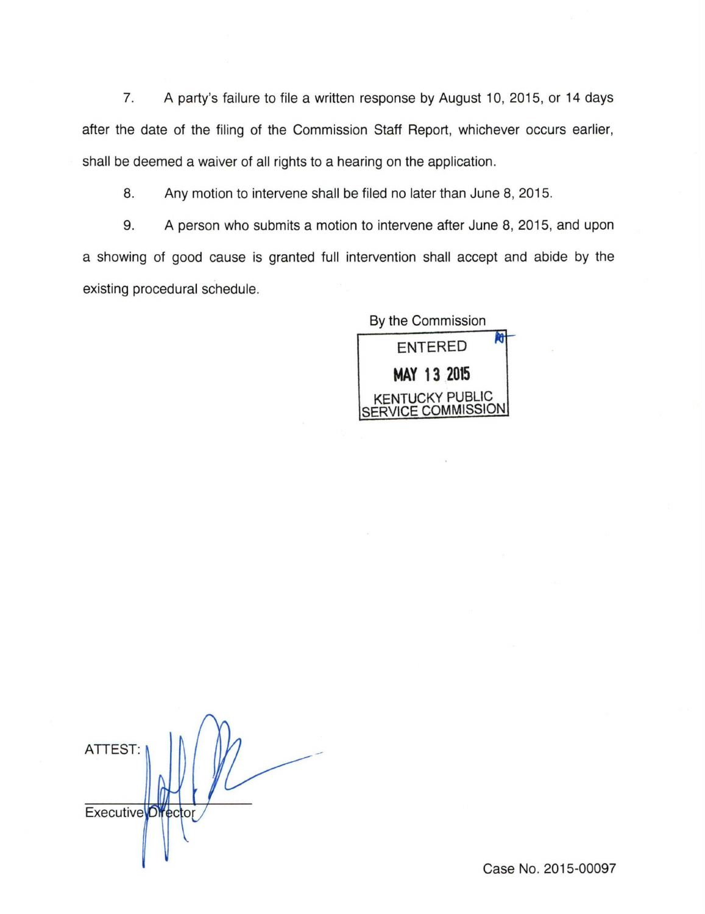7. A party's failure to file a written response by August 10, 2015, or 14 days after the date of the filing of the Commission Staff Report, whichever occurs earlier, shall be deemed a waiver of all rights to a hearing on the application.

8. Any motion to intervene shall be filed no later than June 8, 2015.

9. A person who submits a motion to intervene after June 8, 2015, and upon a showing of good cause is granted full intervention shall accept and abide by the existing procedural schedule.

By the Commission

ENTERED

MAY 13 2015

KENTUCKY PUBLIC SERVICE COMMISSION

ATTEST:

Executive Director

Case No. 2015-00097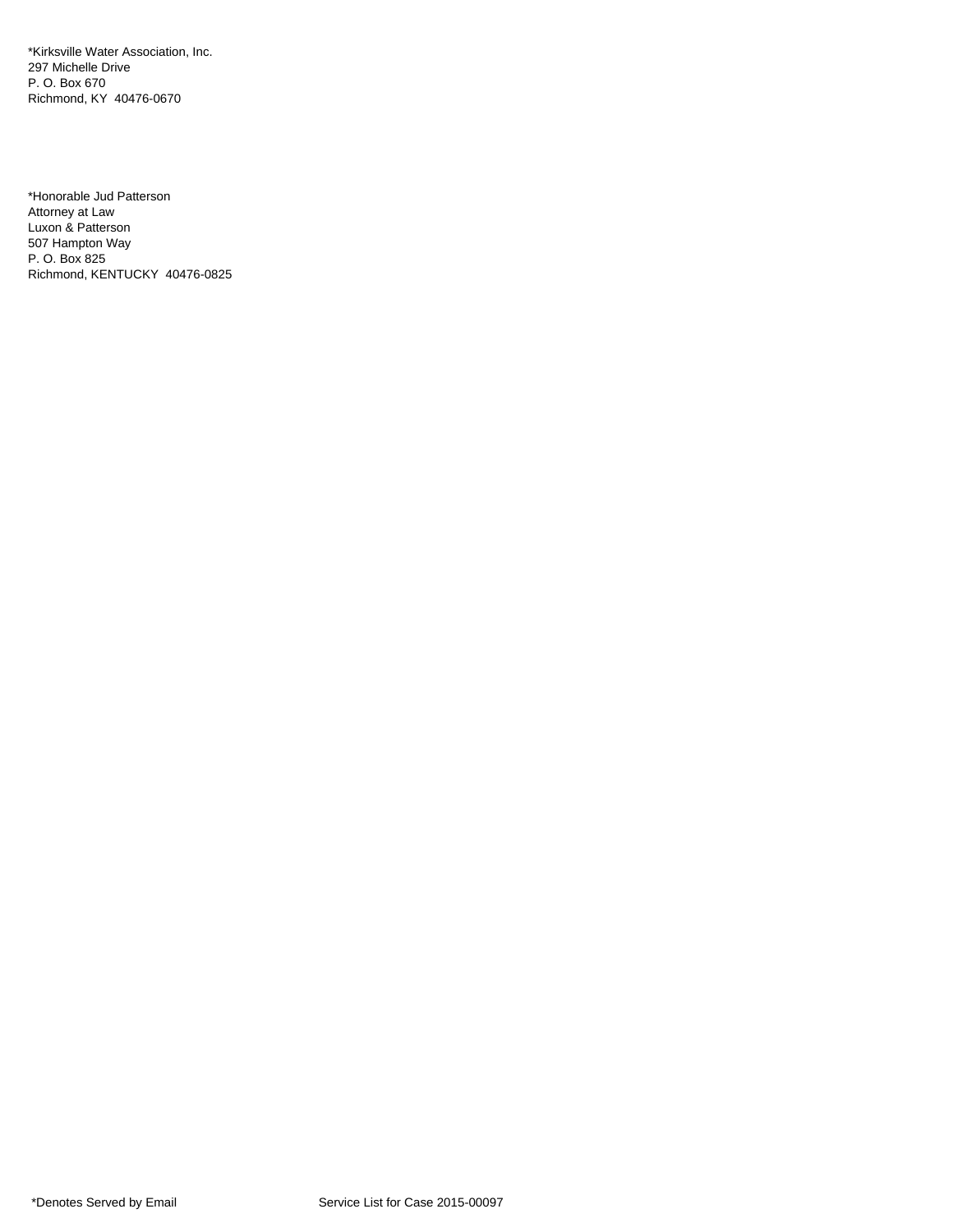*Kirksville Water Association, Inc.
297 Michelle Drive
P. O. Box 670
Richmond, KY  40476-0670

*Honorable Jud Patterson
Attorney at Law
Luxon & Patterson
507 Hampton Way
P. O. Box 825
Richmond, KENTUCKY  40476-0825

*Denotes Served by Email

Service List for Case 2015-00097